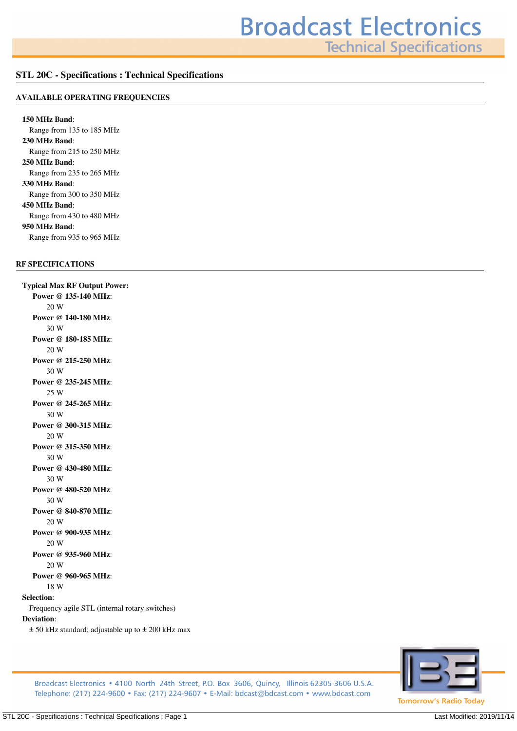## STL 20C - Specifications : Technical Specifications

### AVAILABLE OPERATING FREQUENCIES

**150 MHz Band**:
Range from 135 to 185 MHz

**230 MHz Band**:
Range from 215 to 250 MHz

**250 MHz Band**:
Range from 235 to 265 MHz

**330 MHz Band**:
Range from 300 to 350 MHz

**450 MHz Band**:
Range from 430 to 480 MHz

**950 MHz Band**:
Range from 935 to 965 MHz

### RF SPECIFICATIONS

**Typical Max RF Output Power:**

- **Power @ 135-140 MHz**:
  20 W
- **Power @ 140-180 MHz**:
  30 W
- **Power @ 180-185 MHz**:
  20 W
- **Power @ 215-250 MHz**:
  30 W
- **Power @ 235-245 MHz**:
  25 W
- **Power @ 245-265 MHz**:
  30 W
- **Power @ 300-315 MHz**:
  20 W
- **Power @ 315-350 MHz**:
  30 W
- **Power @ 430-480 MHz**:
  30 W
- **Power @ 480-520 MHz**:
  30 W
- **Power @ 840-870 MHz**:
  20 W
- **Power @ 900-935 MHz**:
  20 W
- **Power @ 935-960 MHz**:
  20 W
- **Power @ 960-965 MHz**:
  18 W

**Selection**:
Frequency agile STL (internal rotary switches)

**Deviation**:
± 50 kHz standard; adjustable up to ± 200 kHz max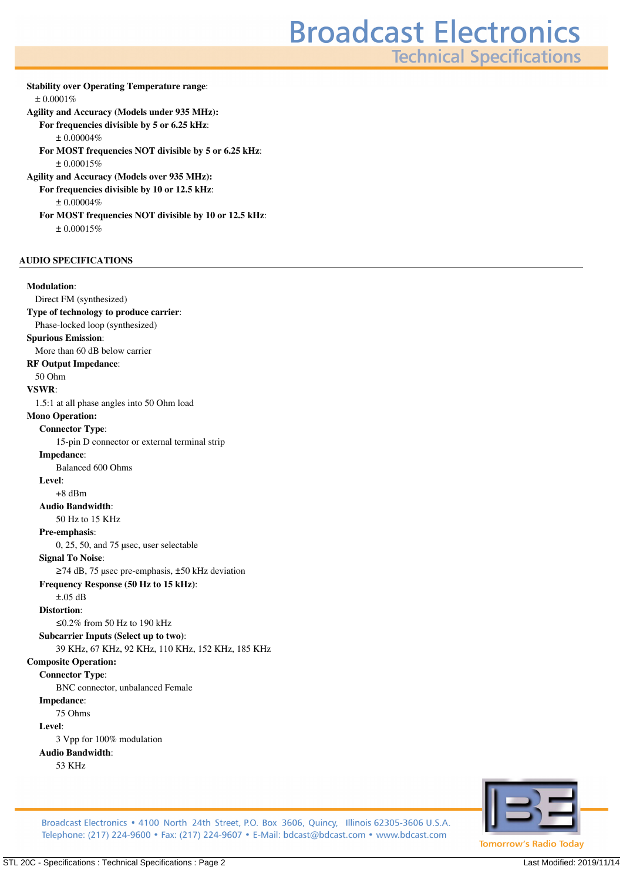**Stability over Operating Temperature range**:

± 0.0001%

**Agility and Accuracy (Models under 935 MHz):**

- **For frequencies divisible by 5 or 6.25 kHz**:
  - ± 0.00004%
- **For MOST frequencies NOT divisible by 5 or 6.25 kHz**:
  - ± 0.00015%

**Agility and Accuracy (Models over 935 MHz):**

- **For frequencies divisible by 10 or 12.5 kHz**:
  - ± 0.00004%
- **For MOST frequencies NOT divisible by 10 or 12.5 kHz**:
  - ± 0.00015%

## AUDIO SPECIFICATIONS

**Modulation**:

Direct FM (synthesized)

**Type of technology to produce carrier**:

Phase-locked loop (synthesized)

**Spurious Emission**:

More than 60 dB below carrier

**RF Output Impedance**:

50 Ohm

**VSWR**:

1.5:1 at all phase angles into 50 Ohm load

**Mono Operation:**

- **Connector Type**:
  - 15-pin D connector or external terminal strip
- **Impedance**:
  - Balanced 600 Ohms
- **Level**:
  - +8 dBm
- **Audio Bandwidth**:
  - 50 Hz to 15 KHz
- **Pre-emphasis**:
  - 0, 25, 50, and 75 µsec, user selectable
- **Signal To Noise**:
  - ≥74 dB, 75 µsec pre-emphasis, ±50 kHz deviation
- **Frequency Response (50 Hz to 15 kHz)**:
  - ±.05 dB
- **Distortion**:
  - ≤0.2% from 50 Hz to 190 kHz
- **Subcarrier Inputs (Select up to two)**:
  - 39 KHz, 67 KHz, 92 KHz, 110 KHz, 152 KHz, 185 KHz

**Composite Operation:**

- **Connector Type**:
  - BNC connector, unbalanced Female
- **Impedance**:
  - 75 Ohms
- **Level**:
  - 3 Vpp for 100% modulation
- **Audio Bandwidth**:
  - 53 KHz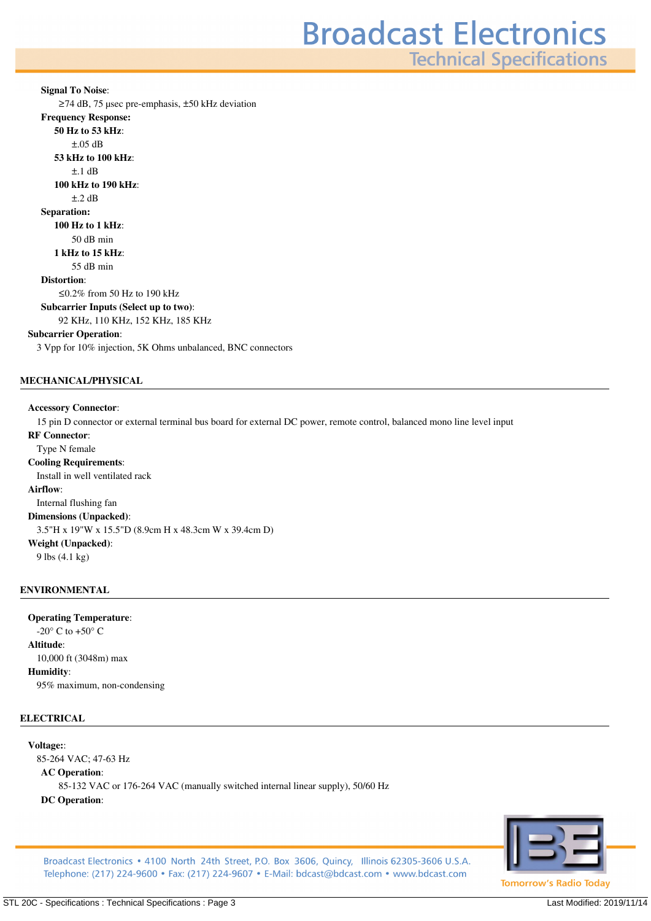**Signal To Noise**:

≥74 dB, 75 µsec pre-emphasis, ±50 kHz deviation

**Frequency Response:**

**50 Hz to 53 kHz**:

±.05 dB

**53 kHz to 100 kHz**:

±.1 dB

**100 kHz to 190 kHz**:

±.2 dB

**Separation:**

**100 Hz to 1 kHz**:

50 dB min

**1 kHz to 15 kHz**:

55 dB min

**Distortion**:

≤0.2% from 50 Hz to 190 kHz

**Subcarrier Inputs (Select up to two)**:

92 KHz, 110 KHz, 152 KHz, 185 KHz

**Subcarrier Operation**:

3 Vpp for 10% injection, 5K Ohms unbalanced, BNC connectors

## MECHANICAL/PHYSICAL

**Accessory Connector**:

15 pin D connector or external terminal bus board for external DC power, remote control, balanced mono line level input

**RF Connector**:

Type N female

**Cooling Requirements**:

Install in well ventilated rack

**Airflow**:

Internal flushing fan

**Dimensions (Unpacked)**:

3.5"H x 19"W x 15.5"D (8.9cm H x 48.3cm W x 39.4cm D)

**Weight (Unpacked)**:

9 lbs (4.1 kg)

## ENVIRONMENTAL

**Operating Temperature**:

-20° C to +50° C

**Altitude**:

10,000 ft (3048m) max

**Humidity**:

95% maximum, non-condensing

## ELECTRICAL

**Voltage:**:

85-264 VAC; 47-63 Hz

**AC Operation**:

85-132 VAC or 176-264 VAC (manually switched internal linear supply), 50/60 Hz

**DC Operation**: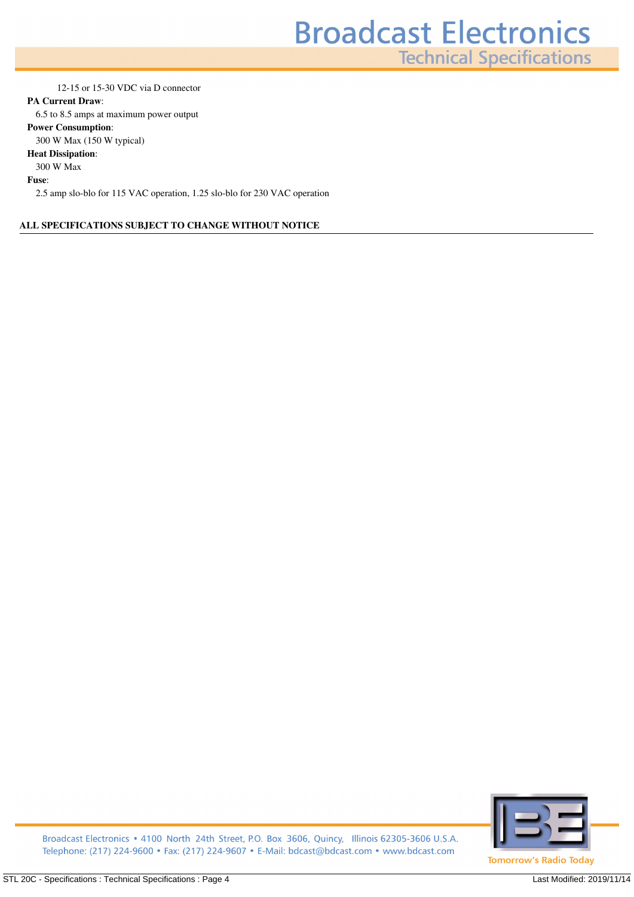12-15 or 15-30 VDC via D connector

**PA Current Draw**:

6.5 to 8.5 amps at maximum power output

**Power Consumption**:

300 W Max (150 W typical)

**Heat Dissipation**:

300 W Max

**Fuse**:

2.5 amp slo-blo for 115 VAC operation, 1.25 slo-blo for 230 VAC operation

**ALL SPECIFICATIONS SUBJECT TO CHANGE WITHOUT NOTICE**

---